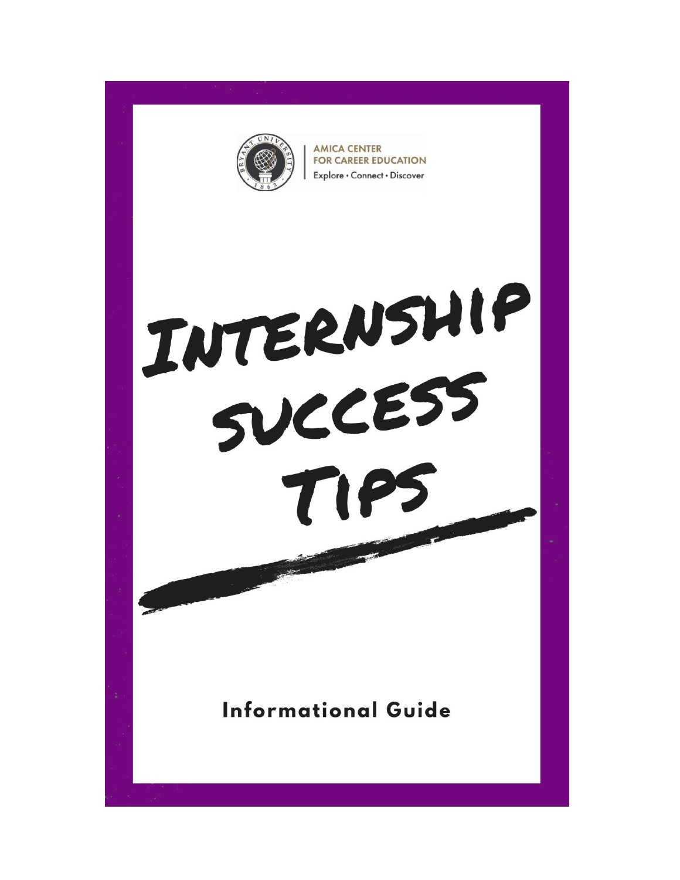AMICA CENTER
FOR CAREER EDUCATION
Explore • Connect • Discover

# INTERNSHIP SUCCESS TIPS

**Informational Guide**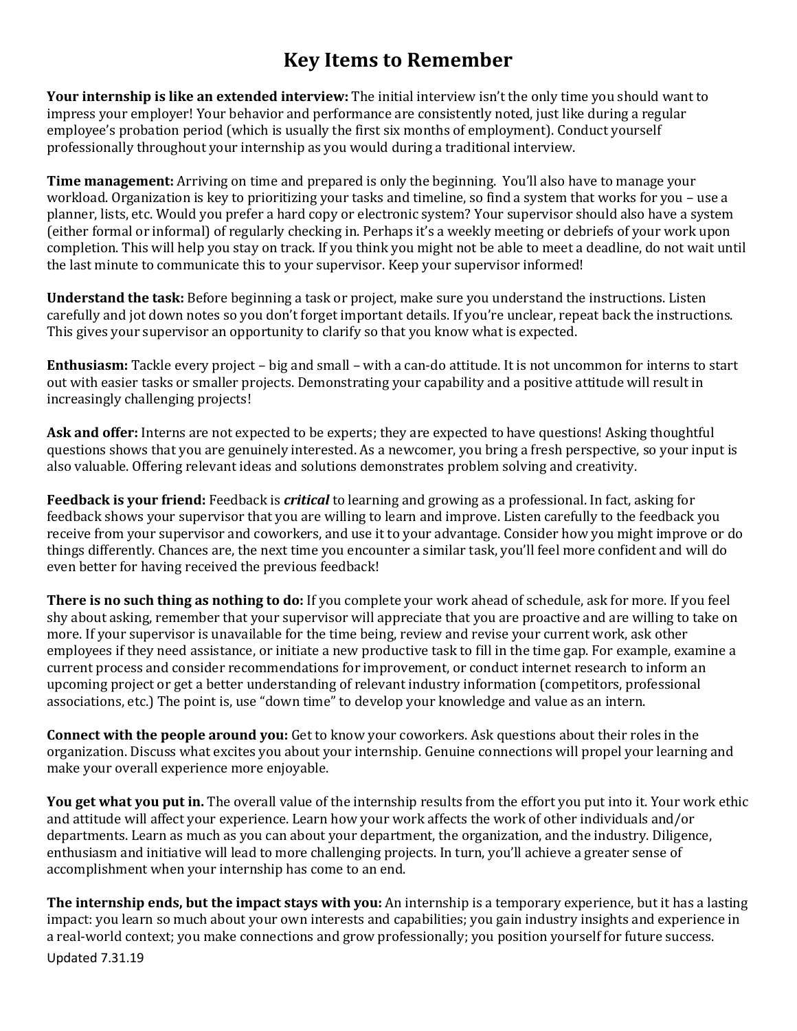# Key Items to Remember

**Your internship is like an extended interview:** The initial interview isn't the only time you should want to impress your employer! Your behavior and performance are consistently noted, just like during a regular employee's probation period (which is usually the first six months of employment). Conduct yourself professionally throughout your internship as you would during a traditional interview.

**Time management:** Arriving on time and prepared is only the beginning. You'll also have to manage your workload. Organization is key to prioritizing your tasks and timeline, so find a system that works for you – use a planner, lists, etc. Would you prefer a hard copy or electronic system? Your supervisor should also have a system (either formal or informal) of regularly checking in. Perhaps it's a weekly meeting or debriefs of your work upon completion. This will help you stay on track. If you think you might not be able to meet a deadline, do not wait until the last minute to communicate this to your supervisor. Keep your supervisor informed!

**Understand the task:** Before beginning a task or project, make sure you understand the instructions. Listen carefully and jot down notes so you don't forget important details. If you're unclear, repeat back the instructions. This gives your supervisor an opportunity to clarify so that you know what is expected.

**Enthusiasm:** Tackle every project – big and small – with a can-do attitude. It is not uncommon for interns to start out with easier tasks or smaller projects. Demonstrating your capability and a positive attitude will result in increasingly challenging projects!

**Ask and offer:** Interns are not expected to be experts; they are expected to have questions! Asking thoughtful questions shows that you are genuinely interested. As a newcomer, you bring a fresh perspective, so your input is also valuable. Offering relevant ideas and solutions demonstrates problem solving and creativity.

**Feedback is your friend:** Feedback is ***critical*** to learning and growing as a professional. In fact, asking for feedback shows your supervisor that you are willing to learn and improve. Listen carefully to the feedback you receive from your supervisor and coworkers, and use it to your advantage. Consider how you might improve or do things differently. Chances are, the next time you encounter a similar task, you'll feel more confident and will do even better for having received the previous feedback!

**There is no such thing as nothing to do:** If you complete your work ahead of schedule, ask for more. If you feel shy about asking, remember that your supervisor will appreciate that you are proactive and are willing to take on more. If your supervisor is unavailable for the time being, review and revise your current work, ask other employees if they need assistance, or initiate a new productive task to fill in the time gap. For example, examine a current process and consider recommendations for improvement, or conduct internet research to inform an upcoming project or get a better understanding of relevant industry information (competitors, professional associations, etc.) The point is, use "down time" to develop your knowledge and value as an intern.

**Connect with the people around you:** Get to know your coworkers. Ask questions about their roles in the organization. Discuss what excites you about your internship. Genuine connections will propel your learning and make your overall experience more enjoyable.

**You get what you put in.** The overall value of the internship results from the effort you put into it. Your work ethic and attitude will affect your experience. Learn how your work affects the work of other individuals and/or departments. Learn as much as you can about your department, the organization, and the industry. Diligence, enthusiasm and initiative will lead to more challenging projects. In turn, you'll achieve a greater sense of accomplishment when your internship has come to an end.

**The internship ends, but the impact stays with you:** An internship is a temporary experience, but it has a lasting impact: you learn so much about your own interests and capabilities; you gain industry insights and experience in a real-world context; you make connections and grow professionally; you position yourself for future success.

Updated 7.31.19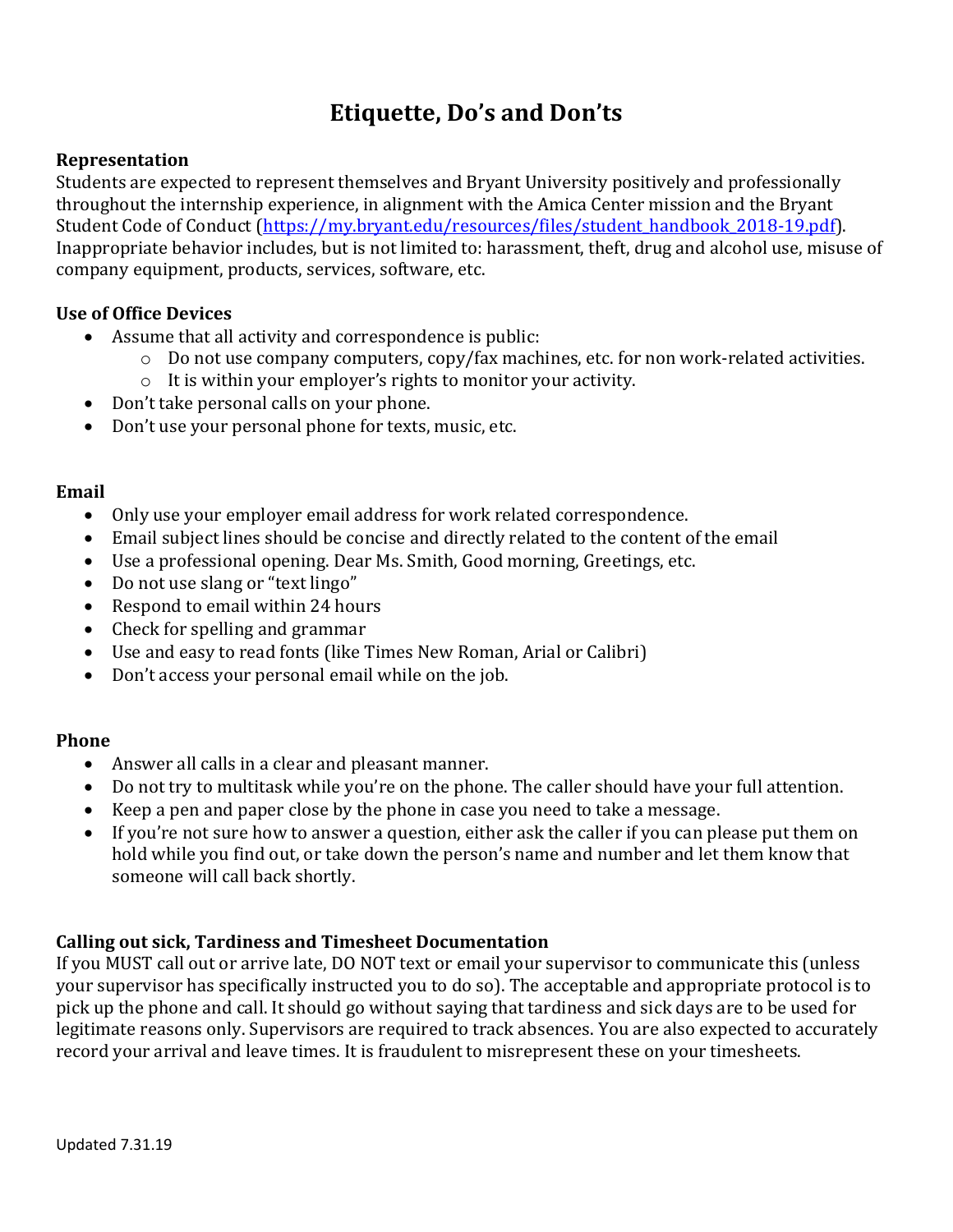# Etiquette, Do's and Don'ts

**Representation**

Students are expected to represent themselves and Bryant University positively and professionally throughout the internship experience, in alignment with the Amica Center mission and the Bryant Student Code of Conduct (https://my.bryant.edu/resources/files/student_handbook_2018-19.pdf). Inappropriate behavior includes, but is not limited to: harassment, theft, drug and alcohol use, misuse of company equipment, products, services, software, etc.

**Use of Office Devices**

- Assume that all activity and correspondence is public:
  - Do not use company computers, copy/fax machines, etc. for non work-related activities.
  - It is within your employer's rights to monitor your activity.
- Don't take personal calls on your phone.
- Don't use your personal phone for texts, music, etc.

**Email**

- Only use your employer email address for work related correspondence.
- Email subject lines should be concise and directly related to the content of the email
- Use a professional opening. Dear Ms. Smith, Good morning, Greetings, etc.
- Do not use slang or "text lingo"
- Respond to email within 24 hours
- Check for spelling and grammar
- Use and easy to read fonts (like Times New Roman, Arial or Calibri)
- Don't access your personal email while on the job.

**Phone**

- Answer all calls in a clear and pleasant manner.
- Do not try to multitask while you're on the phone. The caller should have your full attention.
- Keep a pen and paper close by the phone in case you need to take a message.
- If you're not sure how to answer a question, either ask the caller if you can please put them on hold while you find out, or take down the person's name and number and let them know that someone will call back shortly.

**Calling out sick, Tardiness and Timesheet Documentation**

If you MUST call out or arrive late, DO NOT text or email your supervisor to communicate this (unless your supervisor has specifically instructed you to do so). The acceptable and appropriate protocol is to pick up the phone and call. It should go without saying that tardiness and sick days are to be used for legitimate reasons only. Supervisors are required to track absences. You are also expected to accurately record your arrival and leave times. It is fraudulent to misrepresent these on your timesheets.

Updated 7.31.19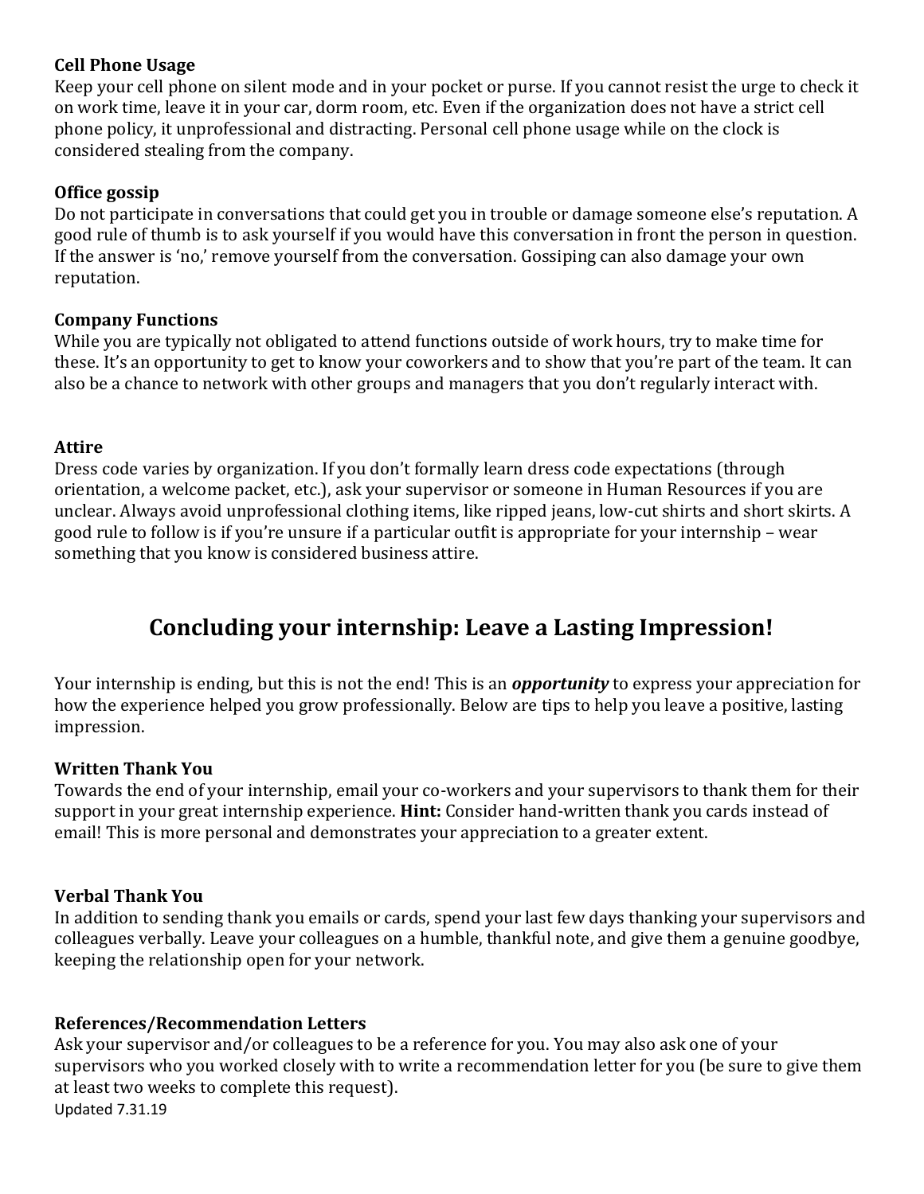**Cell Phone Usage**
Keep your cell phone on silent mode and in your pocket or purse. If you cannot resist the urge to check it on work time, leave it in your car, dorm room, etc. Even if the organization does not have a strict cell phone policy, it unprofessional and distracting. Personal cell phone usage while on the clock is considered stealing from the company.

**Office gossip**
Do not participate in conversations that could get you in trouble or damage someone else's reputation. A good rule of thumb is to ask yourself if you would have this conversation in front the person in question. If the answer is 'no,' remove yourself from the conversation. Gossiping can also damage your own reputation.

**Company Functions**
While you are typically not obligated to attend functions outside of work hours, try to make time for these. It's an opportunity to get to know your coworkers and to show that you're part of the team. It can also be a chance to network with other groups and managers that you don't regularly interact with.

**Attire**
Dress code varies by organization. If you don't formally learn dress code expectations (through orientation, a welcome packet, etc.), ask your supervisor or someone in Human Resources if you are unclear. Always avoid unprofessional clothing items, like ripped jeans, low-cut shirts and short skirts. A good rule to follow is if you're unsure if a particular outfit is appropriate for your internship – wear something that you know is considered business attire.

## Concluding your internship: Leave a Lasting Impression!

Your internship is ending, but this is not the end! This is an ***opportunity*** to express your appreciation for how the experience helped you grow professionally. Below are tips to help you leave a positive, lasting impression.

**Written Thank You**
Towards the end of your internship, email your co-workers and your supervisors to thank them for their support in your great internship experience. **Hint:** Consider hand-written thank you cards instead of email! This is more personal and demonstrates your appreciation to a greater extent.

**Verbal Thank You**
In addition to sending thank you emails or cards, spend your last few days thanking your supervisors and colleagues verbally. Leave your colleagues on a humble, thankful note, and give them a genuine goodbye, keeping the relationship open for your network.

**References/Recommendation Letters**
Ask your supervisor and/or colleagues to be a reference for you. You may also ask one of your supervisors who you worked closely with to write a recommendation letter for you (be sure to give them at least two weeks to complete this request).

Updated 7.31.19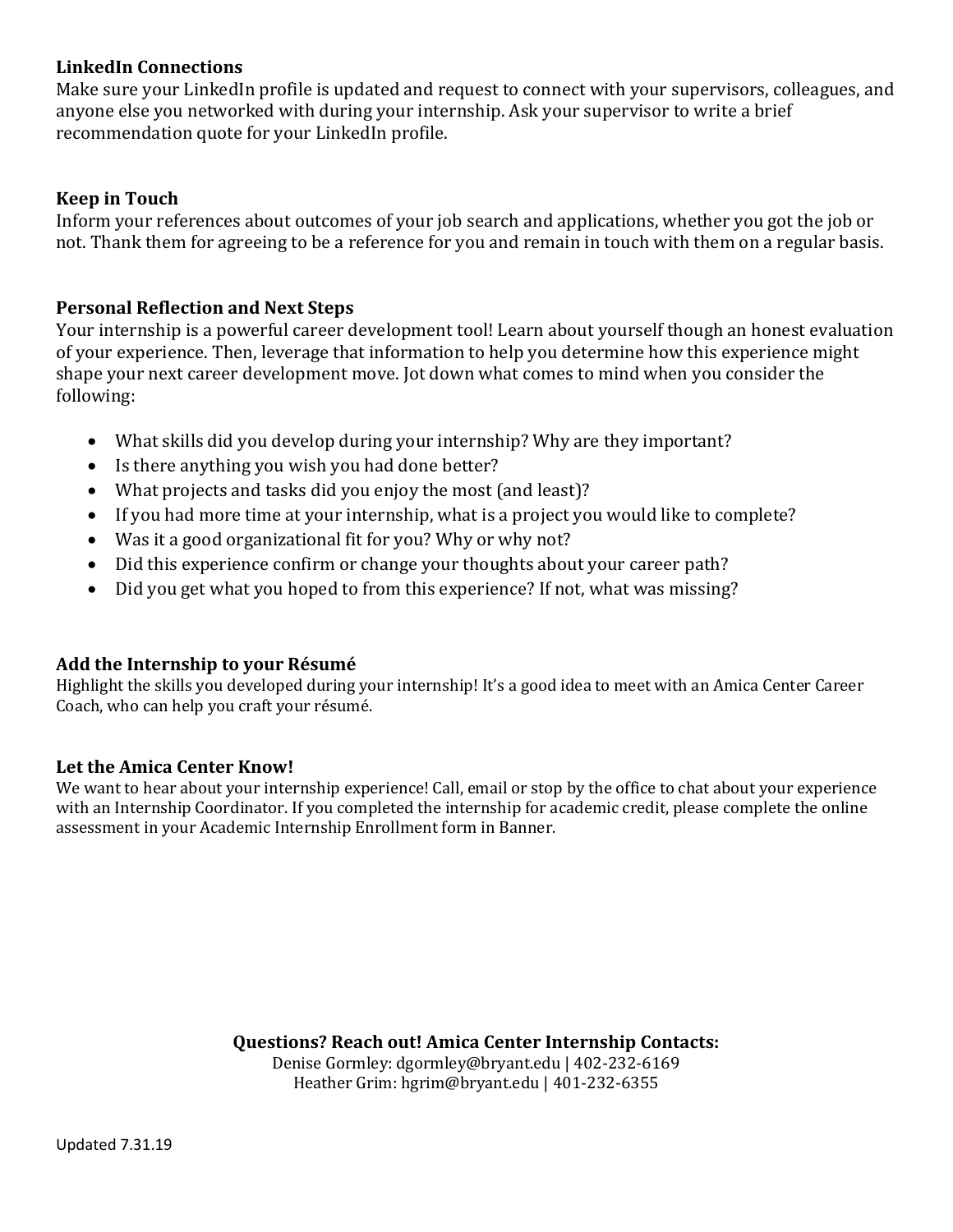### LinkedIn Connections

Make sure your LinkedIn profile is updated and request to connect with your supervisors, colleagues, and anyone else you networked with during your internship. Ask your supervisor to write a brief recommendation quote for your LinkedIn profile.

### Keep in Touch

Inform your references about outcomes of your job search and applications, whether you got the job or not. Thank them for agreeing to be a reference for you and remain in touch with them on a regular basis.

### Personal Reflection and Next Steps

Your internship is a powerful career development tool! Learn about yourself though an honest evaluation of your experience. Then, leverage that information to help you determine how this experience might shape your next career development move. Jot down what comes to mind when you consider the following:

- What skills did you develop during your internship? Why are they important?
- Is there anything you wish you had done better?
- What projects and tasks did you enjoy the most (and least)?
- If you had more time at your internship, what is a project you would like to complete?
- Was it a good organizational fit for you? Why or why not?
- Did this experience confirm or change your thoughts about your career path?
- Did you get what you hoped to from this experience? If not, what was missing?

### Add the Internship to your Résumé

Highlight the skills you developed during your internship! It's a good idea to meet with an Amica Center Career Coach, who can help you craft your résumé.

### Let the Amica Center Know!

We want to hear about your internship experience! Call, email or stop by the office to chat about your experience with an Internship Coordinator. If you completed the internship for academic credit, please complete the online assessment in your Academic Internship Enrollment form in Banner.

**Questions? Reach out! Amica Center Internship Contacts:**

Denise Gormley: dgormley@bryant.edu | 402-232-6169

Heather Grim: hgrim@bryant.edu | 401-232-6355

Updated 7.31.19